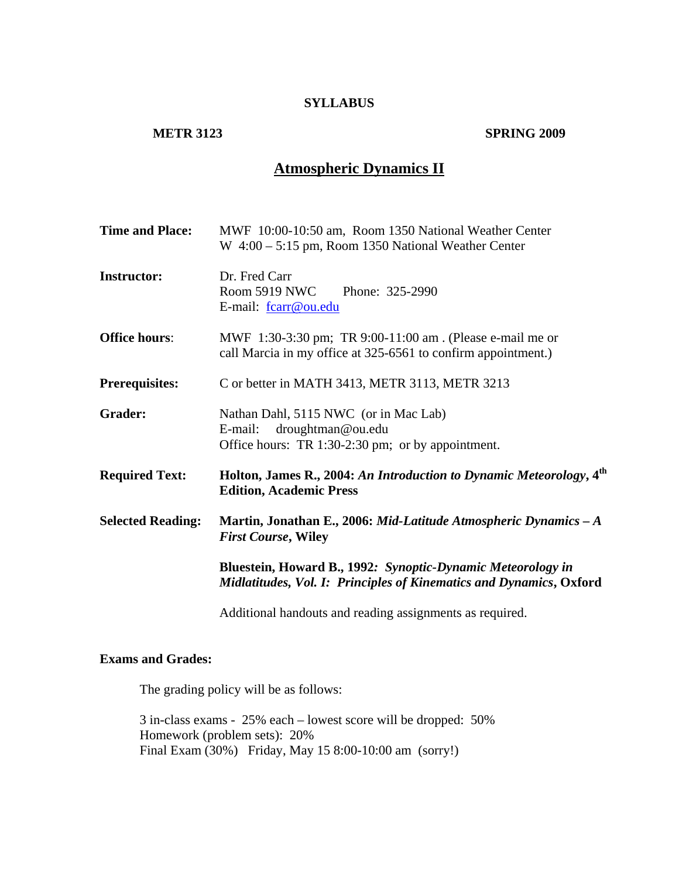**SYLLABUS**

**METR 3123** **SPRING 2009**

# Atmospheric Dynamics II

**Time and Place:** MWF 10:00-10:50 am, Room 1350 National Weather Center
W 4:00 – 5:15 pm, Room 1350 National Weather Center

**Instructor:** Dr. Fred Carr
Room 5919 NWC Phone: 325-2990
E-mail: fcarr@ou.edu

**Office hours**: MWF 1:30-3:30 pm; TR 9:00-11:00 am . (Please e-mail me or call Marcia in my office at 325-6561 to confirm appointment.)

**Prerequisites:** C or better in MATH 3413, METR 3113, METR 3213

**Grader:** Nathan Dahl, 5115 NWC (or in Mac Lab)
E-mail: droughtman@ou.edu
Office hours: TR 1:30-2:30 pm; or by appointment.

**Required Text:** **Holton, James R., 2004: *An Introduction to Dynamic Meteorology*, 4th Edition, Academic Press**

**Selected Reading:** **Martin, Jonathan E., 2006: *Mid-Latitude Atmospheric Dynamics – A First Course*, Wiley**

**Bluestein, Howard B., 1992: *Synoptic-Dynamic Meteorology in Midlatitudes, Vol. I: Principles of Kinematics and Dynamics*, Oxford**

Additional handouts and reading assignments as required.

**Exams and Grades:**

The grading policy will be as follows:

3 in-class exams - 25% each – lowest score will be dropped: 50%
Homework (problem sets): 20%
Final Exam (30%) Friday, May 15 8:00-10:00 am (sorry!)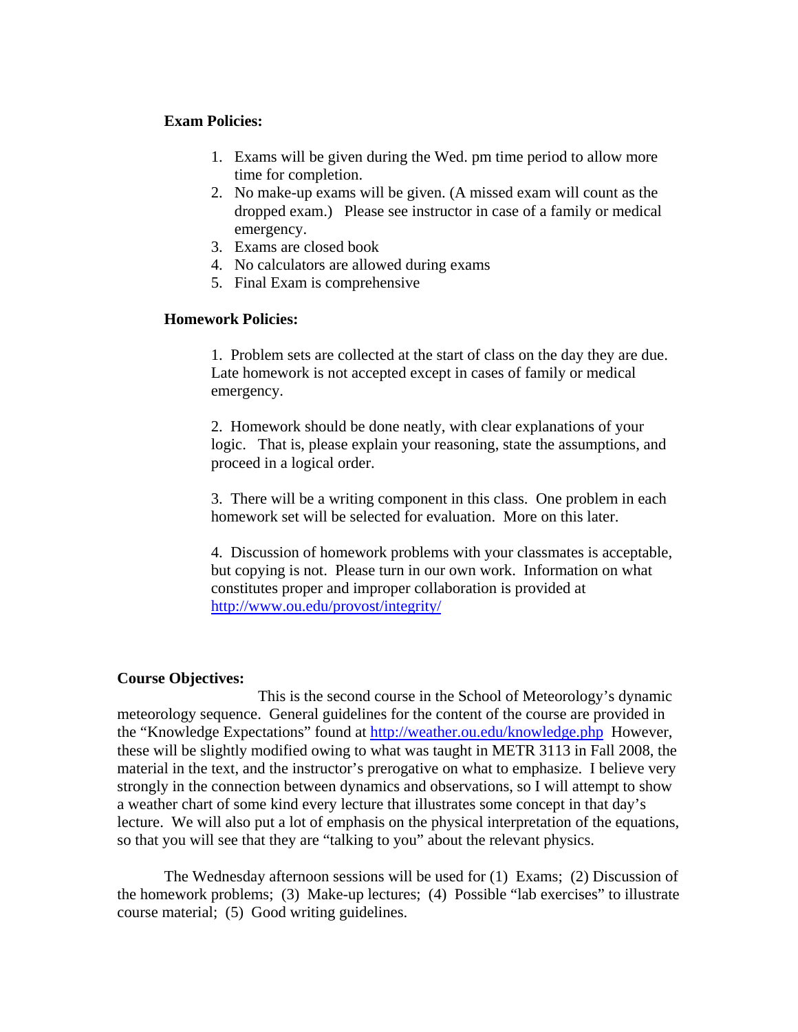**Exam Policies:**

1. Exams will be given during the Wed. pm time period to allow more time for completion.
2. No make-up exams will be given. (A missed exam will count as the dropped exam.) Please see instructor in case of a family or medical emergency.
3. Exams are closed book
4. No calculators are allowed during exams
5. Final Exam is comprehensive

**Homework Policies:**

1. Problem sets are collected at the start of class on the day they are due. Late homework is not accepted except in cases of family or medical emergency.

2. Homework should be done neatly, with clear explanations of your logic. That is, please explain your reasoning, state the assumptions, and proceed in a logical order.

3. There will be a writing component in this class. One problem in each homework set will be selected for evaluation. More on this later.

4. Discussion of homework problems with your classmates is acceptable, but copying is not. Please turn in our own work. Information on what constitutes proper and improper collaboration is provided at [http://www.ou.edu/provost/integrity/](http://www.ou.edu/provost/integrity/)

**Course Objectives:**

This is the second course in the School of Meteorology's dynamic meteorology sequence. General guidelines for the content of the course are provided in the "Knowledge Expectations" found at [http://weather.ou.edu/knowledge.php](http://weather.ou.edu/knowledge.php) However, these will be slightly modified owing to what was taught in METR 3113 in Fall 2008, the material in the text, and the instructor's prerogative on what to emphasize. I believe very strongly in the connection between dynamics and observations, so I will attempt to show a weather chart of some kind every lecture that illustrates some concept in that day's lecture. We will also put a lot of emphasis on the physical interpretation of the equations, so that you will see that they are "talking to you" about the relevant physics.

The Wednesday afternoon sessions will be used for (1) Exams; (2) Discussion of the homework problems; (3) Make-up lectures; (4) Possible "lab exercises" to illustrate course material; (5) Good writing guidelines.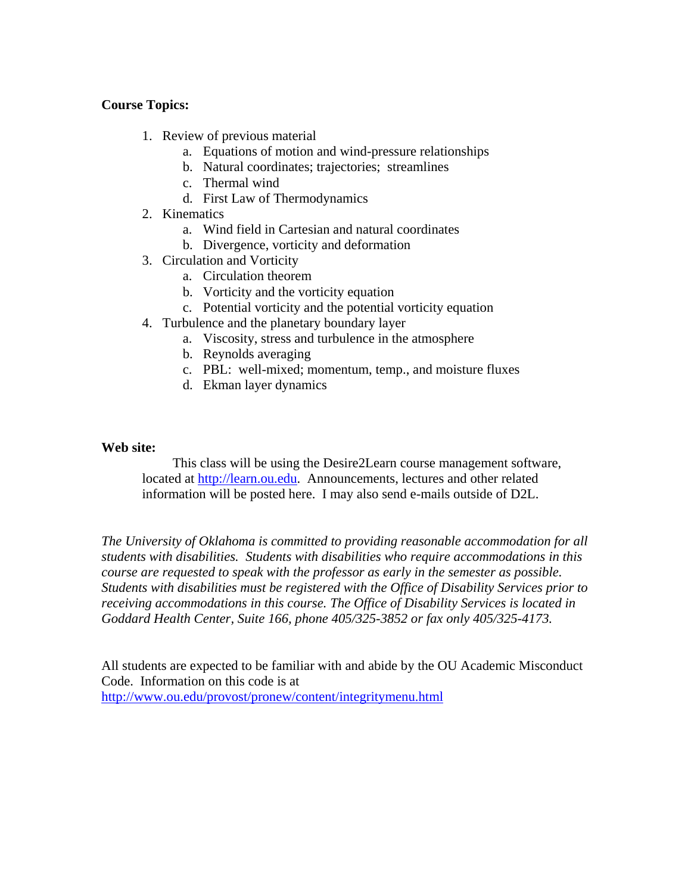**Course Topics:**

1. Review of previous material
    a. Equations of motion and wind-pressure relationships
    b. Natural coordinates; trajectories; streamlines
    c. Thermal wind
    d. First Law of Thermodynamics
2. Kinematics
    a. Wind field in Cartesian and natural coordinates
    b. Divergence, vorticity and deformation
3. Circulation and Vorticity
    a. Circulation theorem
    b. Vorticity and the vorticity equation
    c. Potential vorticity and the potential vorticity equation
4. Turbulence and the planetary boundary layer
    a. Viscosity, stress and turbulence in the atmosphere
    b. Reynolds averaging
    c. PBL: well-mixed; momentum, temp., and moisture fluxes
    d. Ekman layer dynamics

**Web site:**

This class will be using the Desire2Learn course management software, located at http://learn.ou.edu. Announcements, lectures and other related information will be posted here. I may also send e-mails outside of D2L.

*The University of Oklahoma is committed to providing reasonable accommodation for all students with disabilities. Students with disabilities who require accommodations in this course are requested to speak with the professor as early in the semester as possible. Students with disabilities must be registered with the Office of Disability Services prior to receiving accommodations in this course. The Office of Disability Services is located in Goddard Health Center, Suite 166, phone 405/325-3852 or fax only 405/325-4173.*

All students are expected to be familiar with and abide by the OU Academic Misconduct Code. Information on this code is at http://www.ou.edu/provost/pronew/content/integritymenu.html